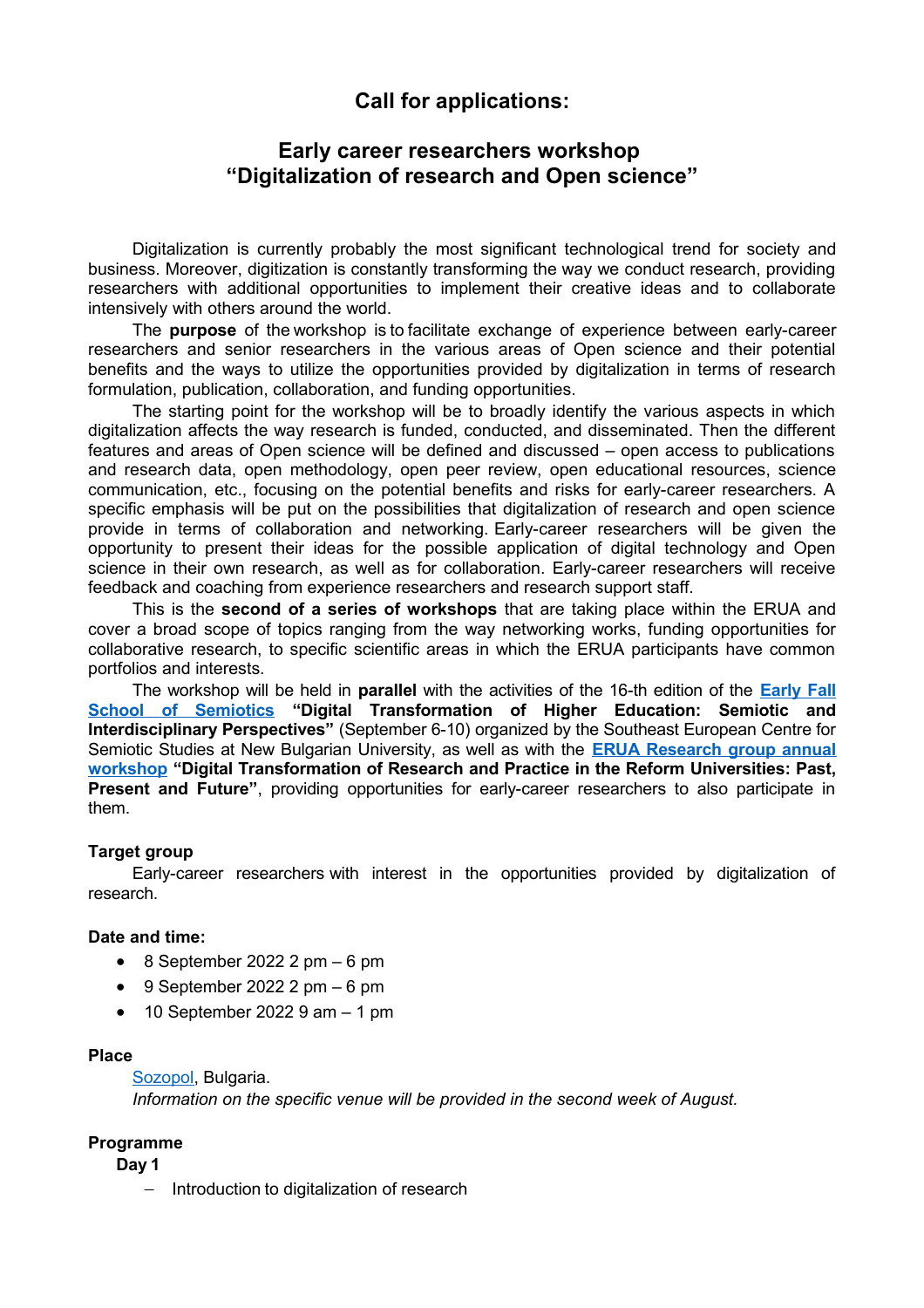# Call for applications:

## Early career researchers workshop "Digitalization of research and Open science"

Digitalization is currently probably the most significant technological trend for society and business. Moreover, digitization is constantly transforming the way we conduct research, providing researchers with additional opportunities to implement their creative ideas and to collaborate intensively with others around the world.

The **purpose** of the workshop is to facilitate exchange of experience between early-career researchers and senior researchers in the various areas of Open science and their potential benefits and the ways to utilize the opportunities provided by digitalization in terms of research formulation, publication, collaboration, and funding opportunities.

The starting point for the workshop will be to broadly identify the various aspects in which digitalization affects the way research is funded, conducted, and disseminated. Then the different features and areas of Open science will be defined and discussed – open access to publications and research data, open methodology, open peer review, open educational resources, science communication, etc., focusing on the potential benefits and risks for early-career researchers. A specific emphasis will be put on the possibilities that digitalization of research and open science provide in terms of collaboration and networking. Early-career researchers will be given the opportunity to present their ideas for the possible application of digital technology and Open science in their own research, as well as for collaboration. Early-career researchers will receive feedback and coaching from experience researchers and research support staff.

This is the **second of a series of workshops** that are taking place within the ERUA and cover a broad scope of topics ranging from the way networking works, funding opportunities for collaborative research, to specific scientific areas in which the ERUA participants have common portfolios and interests.

The workshop will be held in **parallel** with the activities of the 16-th edition of the **Early Fall School of Semiotics** **"Digital Transformation of Higher Education: Semiotic and Interdisciplinary Perspectives"** (September 6-10) organized by the Southeast European Centre for Semiotic Studies at New Bulgarian University, as well as with the **ERUA Research group annual workshop** **"Digital Transformation of Research and Practice in the Reform Universities: Past, Present and Future"**, providing opportunities for early-career researchers to also participate in them.

### Target group

Early-career researchers with interest in the opportunities provided by digitalization of research.

### Date and time:

- 8 September 2022 2 pm – 6 pm
- 9 September 2022 2 pm – 6 pm
- 10 September 2022 9 am – 1 pm

### Place

Sozopol, Bulgaria.

*Information on the specific venue will be provided in the second week of August.*

### Programme

**Day 1**

- Introduction to digitalization of research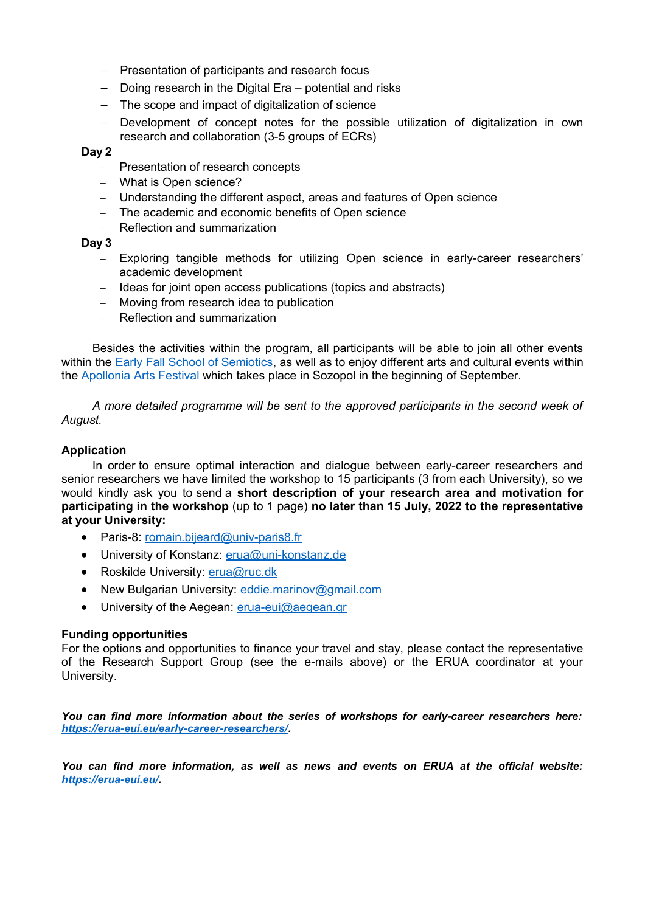- Presentation of participants and research focus
- Doing research in the Digital Era – potential and risks
- The scope and impact of digitalization of science
- Development of concept notes for the possible utilization of digitalization in own research and collaboration (3-5 groups of ECRs)

**Day 2**

- Presentation of research concepts
- What is Open science?
- Understanding the different aspect, areas and features of Open science
- The academic and economic benefits of Open science
- Reflection and summarization

**Day 3**

- Exploring tangible methods for utilizing Open science in early-career researchers' academic development
- Ideas for joint open access publications (topics and abstracts)
- Moving from research idea to publication
- Reflection and summarization

Besides the activities within the program, all participants will be able to join all other events within the Early Fall School of Semiotics, as well as to enjoy different arts and cultural events within the Apollonia Arts Festival which takes place in Sozopol in the beginning of September.

*A more detailed programme will be sent to the approved participants in the second week of August.*

**Application**

In order to ensure optimal interaction and dialogue between early-career researchers and senior researchers we have limited the workshop to 15 participants (3 from each University), so we would kindly ask you to send a **short description of your research area and motivation for participating in the workshop** (up to 1 page) **no later than 15 July, 2022 to the representative at your University:**

- Paris-8: romain.bijeard@univ-paris8.fr
- University of Konstanz: erua@uni-konstanz.de
- Roskilde University: erua@ruc.dk
- New Bulgarian University: eddie.marinov@gmail.com
- University of the Aegean: erua-eui@aegean.gr

**Funding opportunities**

For the options and opportunities to finance your travel and stay, please contact the representative of the Research Support Group (see the e-mails above) or the ERUA coordinator at your University.

***You can find more information about the series of workshops for early-career researchers here: https://erua-eui.eu/early-career-researchers/.***

***You can find more information, as well as news and events on ERUA at the official website: https://erua-eui.eu/.***